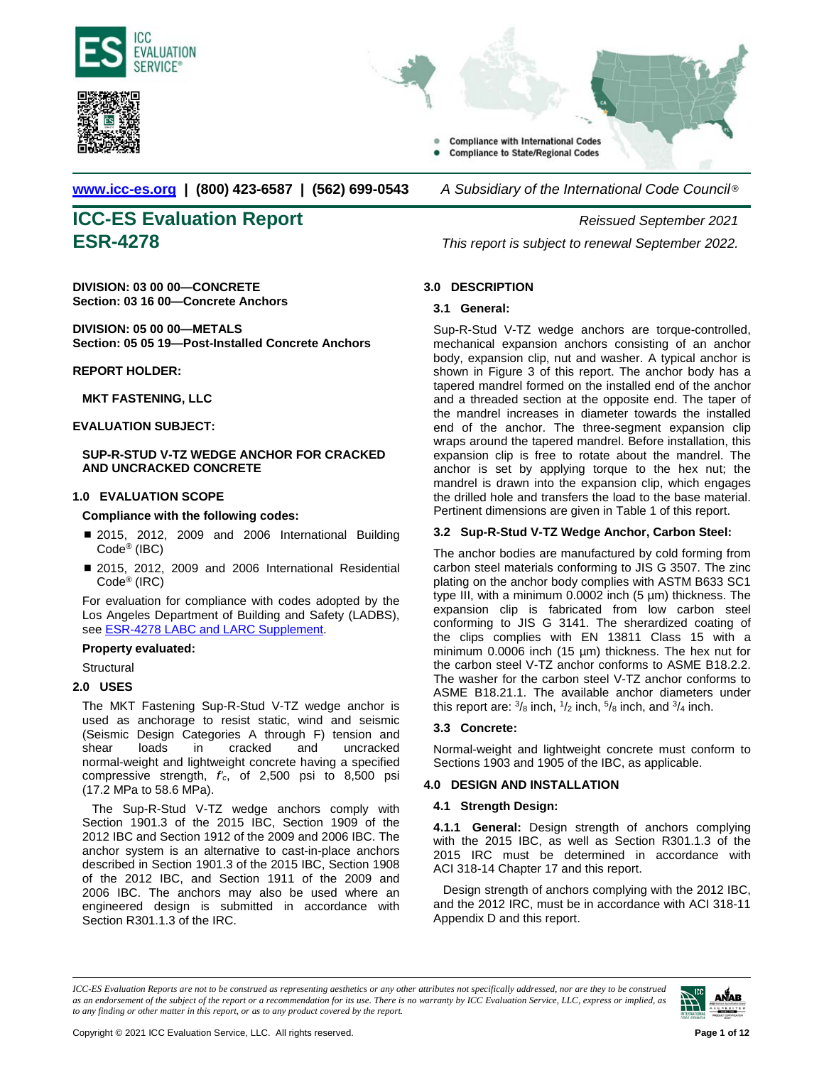ICC EVALUATION SERVICE®

- Compliance with International Codes
- Compliance to State/Regional Codes

www.icc-es.org | (800) 423-6587 | (562) 699-0543 *A Subsidiary of the International Code Council®*

# ICC-ES Evaluation Report ESR-4278

*Reissued September 2021*

*This report is subject to renewal September 2022.*

**DIVISION: 03 00 00—CONCRETE**
**Section: 03 16 00—Concrete Anchors**

**DIVISION: 05 00 00—METALS**
**Section: 05 05 19—Post-Installed Concrete Anchors**

**REPORT HOLDER:**

**MKT FASTENING, LLC**

**EVALUATION SUBJECT:**

**SUP-R-STUD V-TZ WEDGE ANCHOR FOR CRACKED AND UNCRACKED CONCRETE**

## 1.0 EVALUATION SCOPE

**Compliance with the following codes:**

- 2015, 2012, 2009 and 2006 International Building Code® (IBC)
- 2015, 2012, 2009 and 2006 International Residential Code® (IRC)

For evaluation for compliance with codes adopted by the Los Angeles Department of Building and Safety (LADBS), see ESR-4278 LABC and LARC Supplement.

**Property evaluated:**

Structural

## 2.0 USES

The MKT Fastening Sup-R-Stud V-TZ wedge anchor is used as anchorage to resist static, wind and seismic (Seismic Design Categories A through F) tension and shear loads in cracked and uncracked normal-weight and lightweight concrete having a specified compressive strength, $f'_c$, of 2,500 psi to 8,500 psi (17.2 MPa to 58.6 MPa).

The Sup-R-Stud V-TZ wedge anchors comply with Section 1901.3 of the 2015 IBC, Section 1909 of the 2012 IBC and Section 1912 of the 2009 and 2006 IBC. The anchor system is an alternative to cast-in-place anchors described in Section 1901.3 of the 2015 IBC, Section 1908 of the 2012 IBC, and Section 1911 of the 2009 and 2006 IBC. The anchors may also be used where an engineered design is submitted in accordance with Section R301.1.3 of the IRC.

## 3.0 DESCRIPTION

### 3.1 General:

Sup-R-Stud V-TZ wedge anchors are torque-controlled, mechanical expansion anchors consisting of an anchor body, expansion clip, nut and washer. A typical anchor is shown in Figure 3 of this report. The anchor body has a tapered mandrel formed on the installed end of the anchor and a threaded section at the opposite end. The taper of the mandrel increases in diameter towards the installed end of the anchor. The three-segment expansion clip wraps around the tapered mandrel. Before installation, this expansion clip is free to rotate about the mandrel. The anchor is set by applying torque to the hex nut; the mandrel is drawn into the expansion clip, which engages the drilled hole and transfers the load to the base material. Pertinent dimensions are given in Table 1 of this report.

### 3.2 Sup-R-Stud V-TZ Wedge Anchor, Carbon Steel:

The anchor bodies are manufactured by cold forming from carbon steel materials conforming to JIS G 3507. The zinc plating on the anchor body complies with ASTM B633 SC1 type III, with a minimum 0.0002 inch (5 µm) thickness. The expansion clip is fabricated from low carbon steel conforming to JIS G 3141. The sherardized coating of the clips complies with EN 13811 Class 15 with a minimum 0.0006 inch (15 µm) thickness. The hex nut for the carbon steel V-TZ anchor conforms to ASME B18.2.2. The washer for the carbon steel V-TZ anchor conforms to ASME B18.21.1. The available anchor diameters under this report are: $^3/_8$ inch, $^1/_2$ inch, $^5/_8$ inch, and $^3/_4$ inch.

### 3.3 Concrete:

Normal-weight and lightweight concrete must conform to Sections 1903 and 1905 of the IBC, as applicable.

## 4.0 DESIGN AND INSTALLATION

### 4.1 Strength Design:

**4.1.1 General:** Design strength of anchors complying with the 2015 IBC, as well as Section R301.1.3 of the 2015 IRC must be determined in accordance with ACI 318-14 Chapter 17 and this report.

Design strength of anchors complying with the 2012 IBC, and the 2012 IRC, must be in accordance with ACI 318-11 Appendix D and this report.

*ICC-ES Evaluation Reports are not to be construed as representing aesthetics or any other attributes not specifically addressed, nor are they to be construed as an endorsement of the subject of the report or a recommendation for its use. There is no warranty by ICC Evaluation Service, LLC, express or implied, as to any finding or other matter in this report, or as to any product covered by the report.*

Copyright © 2021 ICC Evaluation Service, LLC. All rights reserved.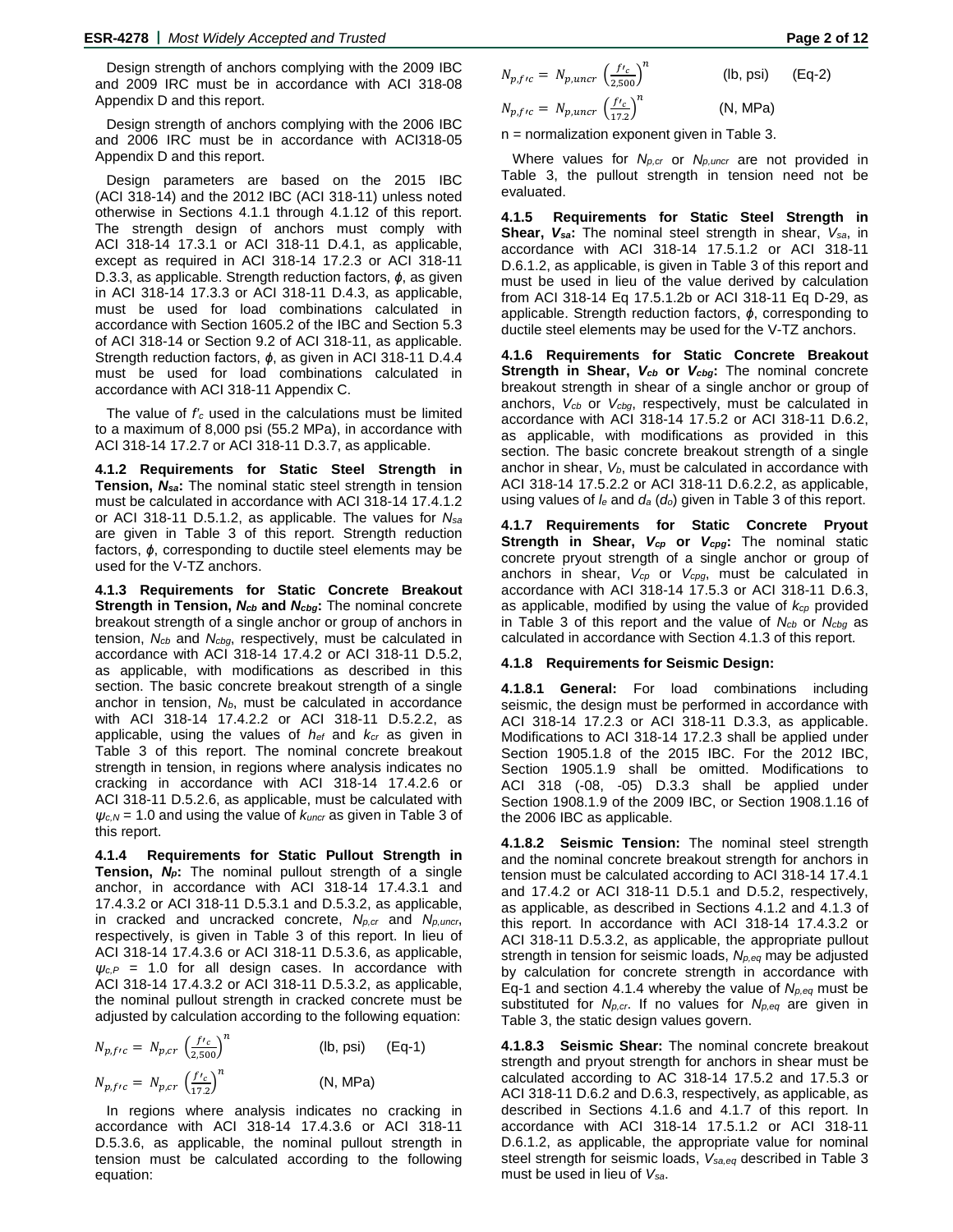Design strength of anchors complying with the 2009 IBC and 2009 IRC must be in accordance with ACI 318-08 Appendix D and this report.

Design strength of anchors complying with the 2006 IBC and 2006 IRC must be in accordance with ACI318-05 Appendix D and this report.

Design parameters are based on the 2015 IBC (ACI 318-14) and the 2012 IBC (ACI 318-11) unless noted otherwise in Sections 4.1.1 through 4.1.12 of this report. The strength design of anchors must comply with ACI 318-14 17.3.1 or ACI 318-11 D.4.1, as applicable, except as required in ACI 318-14 17.2.3 or ACI 318-11 D.3.3, as applicable. Strength reduction factors, $\phi$, as given in ACI 318-14 17.3.3 or ACI 318-11 D.4.3, as applicable, must be used for load combinations calculated in accordance with Section 1605.2 of the IBC and Section 5.3 of ACI 318-14 or Section 9.2 of ACI 318-11, as applicable. Strength reduction factors, $\phi$, as given in ACI 318-11 D.4.4 must be used for load combinations calculated in accordance with ACI 318-11 Appendix C.

The value of $f'_c$ used in the calculations must be limited to a maximum of 8,000 psi (55.2 MPa), in accordance with ACI 318-14 17.2.7 or ACI 318-11 D.3.7, as applicable.

**4.1.2 Requirements for Static Steel Strength in Tension, $N_{sa}$:** The nominal static steel strength in tension must be calculated in accordance with ACI 318-14 17.4.1.2 or ACI 318-11 D.5.1.2, as applicable. The values for $N_{sa}$ are given in Table 3 of this report. Strength reduction factors, $\phi$, corresponding to ductile steel elements may be used for the V-TZ anchors.

**4.1.3 Requirements for Static Concrete Breakout Strength in Tension, $N_{cb}$ and $N_{cbg}$:** The nominal concrete breakout strength of a single anchor or group of anchors in tension, $N_{cb}$ and $N_{cbg}$, respectively, must be calculated in accordance with ACI 318-14 17.4.2 or ACI 318-11 D.5.2, as applicable, with modifications as described in this section. The basic concrete breakout strength of a single anchor in tension, $N_b$, must be calculated in accordance with ACI 318-14 17.4.2.2 or ACI 318-11 D.5.2.2, as applicable, using the values of $h_{ef}$ and $k_{cr}$ as given in Table 3 of this report. The nominal concrete breakout strength in tension, in regions where analysis indicates no cracking in accordance with ACI 318-14 17.4.2.6 or ACI 318-11 D.5.2.6, as applicable, must be calculated with $\psi_{c,N}$ = 1.0 and using the value of $k_{uncr}$ as given in Table 3 of this report.

**4.1.4 Requirements for Static Pullout Strength in Tension, $N_p$:** The nominal pullout strength of a single anchor, in accordance with ACI 318-14 17.4.3.1 and 17.4.3.2 or ACI 318-11 D.5.3.1 and D.5.3.2, as applicable, in cracked and uncracked concrete, $N_{p,cr}$ and $N_{p,uncr}$, respectively, is given in Table 3 of this report. In lieu of ACI 318-14 17.4.3.6 or ACI 318-11 D.5.3.6, as applicable, $\psi_{c,P}$ = 1.0 for all design cases. In accordance with ACI 318-14 17.4.3.2 or ACI 318-11 D.5.3.2, as applicable, the nominal pullout strength in cracked concrete must be adjusted by calculation according to the following equation:

$$N_{p,f'c} = N_{p,cr}\left(\frac{f'_c}{2{,}500}\right)^n \quad \text{(lb, psi)} \quad \text{(Eq-1)}$$

$$N_{p,f'c} = N_{p,cr}\left(\frac{f'_c}{17.2}\right)^n \quad \text{(N, MPa)}$$

In regions where analysis indicates no cracking in accordance with ACI 318-14 17.4.3.6 or ACI 318-11 D.5.3.6, as applicable, the nominal pullout strength in tension must be calculated according to the following equation:

$$N_{p,f'c} = N_{p,uncr}\left(\frac{f'_c}{2{,}500}\right)^n \quad \text{(lb, psi)} \quad \text{(Eq-2)}$$

$$N_{p,f'c} = N_{p,uncr}\left(\frac{f'_c}{17.2}\right)^n \quad \text{(N, MPa)}$$

n = normalization exponent given in Table 3.

Where values for $N_{p,cr}$ or $N_{p,uncr}$ are not provided in Table 3, the pullout strength in tension need not be evaluated.

**4.1.5 Requirements for Static Steel Strength in Shear, $V_{sa}$:** The nominal steel strength in shear, $V_{sa}$, in accordance with ACI 318-14 17.5.1.2 or ACI 318-11 D.6.1.2, as applicable, is given in Table 3 of this report and must be used in lieu of the value derived by calculation from ACI 318-14 Eq 17.5.1.2b or ACI 318-11 Eq D-29, as applicable. Strength reduction factors, $\phi$, corresponding to ductile steel elements may be used for the V-TZ anchors.

**4.1.6 Requirements for Static Concrete Breakout Strength in Shear, $V_{cb}$ or $V_{cbg}$:** The nominal concrete breakout strength in shear of a single anchor or group of anchors, $V_{cb}$ or $V_{cbg}$, respectively, must be calculated in accordance with ACI 318-14 17.5.2 or ACI 318-11 D.6.2, as applicable, with modifications as provided in this section. The basic concrete breakout strength of a single anchor in shear, $V_b$, must be calculated in accordance with ACI 318-14 17.5.2.2 or ACI 318-11 D.6.2.2, as applicable, using values of $l_e$ and $d_a$ ($d_o$) given in Table 3 of this report.

**4.1.7 Requirements for Static Concrete Pryout Strength in Shear, $V_{cp}$ or $V_{cpg}$:** The nominal static concrete pryout strength of a single anchor or group of anchors in shear, $V_{cp}$ or $V_{cpg}$, must be calculated in accordance with ACI 318-14 17.5.3 or ACI 318-11 D.6.3, as applicable, modified by using the value of $k_{cp}$ provided in Table 3 of this report and the value of $N_{cb}$ or $N_{cbg}$ as calculated in accordance with Section 4.1.3 of this report.

**4.1.8 Requirements for Seismic Design:**

**4.1.8.1 General:** For load combinations including seismic, the design must be performed in accordance with ACI 318-14 17.2.3 or ACI 318-11 D.3.3, as applicable. Modifications to ACI 318-14 17.2.3 shall be applied under Section 1905.1.8 of the 2015 IBC. For the 2012 IBC, Section 1905.1.9 shall be omitted. Modifications to ACI 318 (-08, -05) D.3.3 shall be applied under Section 1908.1.9 of the 2009 IBC, or Section 1908.1.16 of the 2006 IBC as applicable.

**4.1.8.2 Seismic Tension:** The nominal steel strength and the nominal concrete breakout strength for anchors in tension must be calculated according to ACI 318-14 17.4.1 and 17.4.2 or ACI 318-11 D.5.1 and D.5.2, respectively, as applicable, as described in Sections 4.1.2 and 4.1.3 of this report. In accordance with ACI 318-14 17.4.3.2 or ACI 318-11 D.5.3.2, as applicable, the appropriate pullout strength in tension for seismic loads, $N_{p,eq}$ may be adjusted by calculation for concrete strength in accordance with Eq-1 and section 4.1.4 whereby the value of $N_{p,eq}$ must be substituted for $N_{p,cr}$. If no values for $N_{p,eq}$ are given in Table 3, the static design values govern.

**4.1.8.3 Seismic Shear:** The nominal concrete breakout strength and pryout strength for anchors in shear must be calculated according to AC 318-14 17.5.2 and 17.5.3 or ACI 318-11 D.6.2 and D.6.3, respectively, as applicable, as described in Sections 4.1.6 and 4.1.7 of this report. In accordance with ACI 318-14 17.5.1.2 or ACI 318-11 D.6.1.2, as applicable, the appropriate value for nominal steel strength for seismic loads, $V_{sa,eq}$ described in Table 3 must be used in lieu of $V_{sa}$.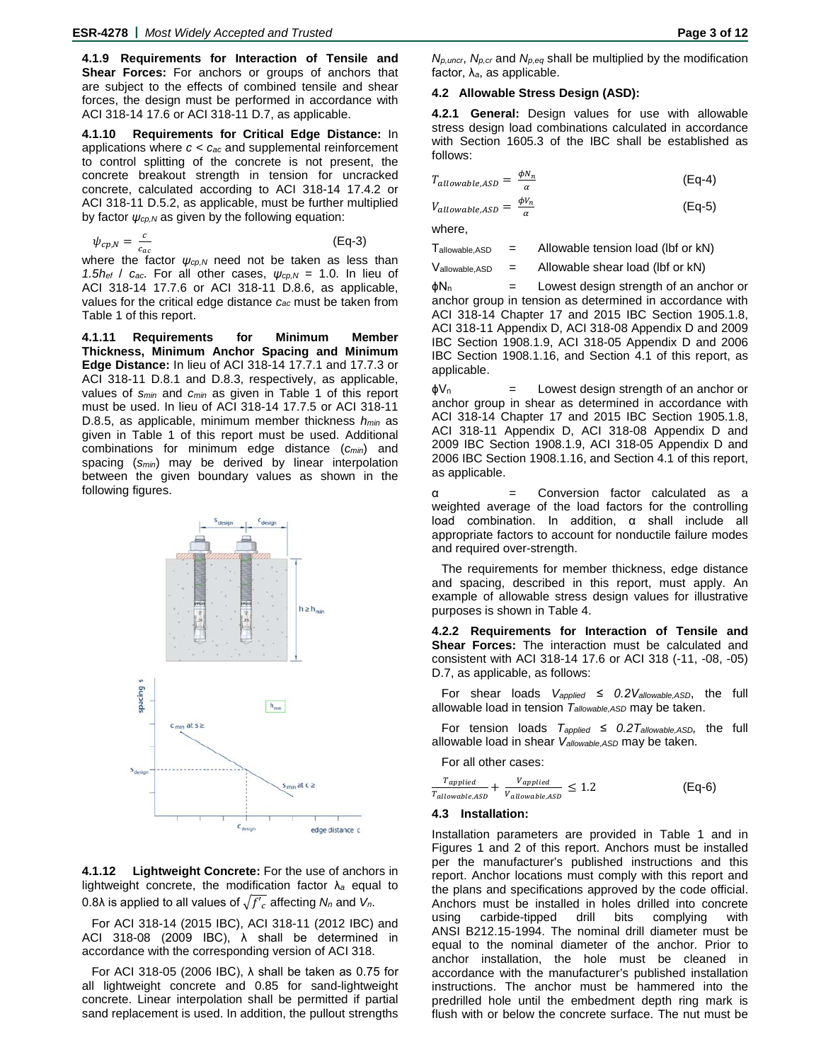**4.1.9 Requirements for Interaction of Tensile and Shear Forces:** For anchors or groups of anchors that are subject to the effects of combined tensile and shear forces, the design must be performed in accordance with ACI 318-14 17.6 or ACI 318-11 D.7, as applicable.

**4.1.10 Requirements for Critical Edge Distance:** In applications where $c < c_{ac}$ and supplemental reinforcement to control splitting of the concrete is not present, the concrete breakout strength in tension for uncracked concrete, calculated according to ACI 318-14 17.4.2 or ACI 318-11 D.5.2, as applicable, must be further multiplied by factor $\psi_{cp,N}$ as given by the following equation:

$$\psi_{cp,N} = \frac{c}{c_{ac}} \quad \text{(Eq-3)}$$

where the factor $\psi_{cp,N}$ need not be taken as less than $1.5h_{ef} / c_{ac}$. For all other cases, $\psi_{cp,N}$ = 1.0. In lieu of ACI 318-14 17.7.6 or ACI 318-11 D.8.6, as applicable, values for the critical edge distance $c_{ac}$ must be taken from Table 1 of this report.

**4.1.11 Requirements for Minimum Member Thickness, Minimum Anchor Spacing and Minimum Edge Distance:** In lieu of ACI 318-14 17.7.1 and 17.7.3 or ACI 318-11 D.8.1 and D.8.3, respectively, as applicable, values of $s_{min}$ and $c_{min}$ as given in Table 1 of this report must be used. In lieu of ACI 318-14 17.7.5 or ACI 318-11 D.8.5, as applicable, minimum member thickness $h_{min}$ as given in Table 1 of this report must be used. Additional combinations for minimum edge distance ($c_{min}$) and spacing ($s_{min}$) may be derived by linear interpolation between the given boundary values as shown in the following figures.

**4.1.12 Lightweight Concrete:** For the use of anchors in lightweight concrete, the modification factor $\lambda_a$ equal to 0.8λ is applied to all values of $\sqrt{f'_c}$ affecting $N_n$ and $V_n$.

For ACI 318-14 (2015 IBC), ACI 318-11 (2012 IBC) and ACI 318-08 (2009 IBC), λ shall be determined in accordance with the corresponding version of ACI 318.

For ACI 318-05 (2006 IBC), λ shall be taken as 0.75 for all lightweight concrete and 0.85 for sand-lightweight concrete. Linear interpolation shall be permitted if partial sand replacement is used. In addition, the pullout strengths $N_{p,uncr}$, $N_{p,cr}$ and $N_{p,eq}$ shall be multiplied by the modification factor, $\lambda_a$, as applicable.

### 4.2 Allowable Stress Design (ASD):

**4.2.1 General:** Design values for use with allowable stress design load combinations calculated in accordance with Section 1605.3 of the IBC shall be established as follows:

$$T_{allowable,ASD} = \frac{\phi N_n}{\alpha} \quad \text{(Eq-4)}$$

$$V_{allowable,ASD} = \frac{\phi V_n}{\alpha} \quad \text{(Eq-5)}$$

where,

$T_{allowable,ASD}$ = Allowable tension load (lbf or kN)

$V_{allowable,ASD}$ = Allowable shear load (lbf or kN)

$\phi N_n$ = Lowest design strength of an anchor or anchor group in tension as determined in accordance with ACI 318-14 Chapter 17 and 2015 IBC Section 1905.1.8, ACI 318-11 Appendix D, ACI 318-08 Appendix D and 2009 IBC Section 1908.1.9, ACI 318-05 Appendix D and 2006 IBC Section 1908.1.16, and Section 4.1 of this report, as applicable.

$\phi V_n$ = Lowest design strength of an anchor or anchor group in shear as determined in accordance with ACI 318-14 Chapter 17 and 2015 IBC Section 1905.1.8, ACI 318-11 Appendix D, ACI 318-08 Appendix D and 2009 IBC Section 1908.1.9, ACI 318-05 Appendix D and 2006 IBC Section 1908.1.16, and Section 4.1 of this report, as applicable.

α = Conversion factor calculated as a weighted average of the load factors for the controlling load combination. In addition, α shall include all appropriate factors to account for nonductile failure modes and required over-strength.

The requirements for member thickness, edge distance and spacing, described in this report, must apply. An example of allowable stress design values for illustrative purposes is shown in Table 4.

**4.2.2 Requirements for Interaction of Tensile and Shear Forces:** The interaction must be calculated and consistent with ACI 318-14 17.6 or ACI 318 (-11, -08, -05) D.7, as applicable, as follows:

For shear loads $V_{applied} \leq 0.2V_{allowable,ASD}$, the full allowable load in tension $T_{allowable,ASD}$ may be taken.

For tension loads $T_{applied} \leq 0.2T_{allowable,ASD}$, the full allowable load in shear $V_{allowable,ASD}$ may be taken.

For all other cases:

$$\frac{T_{applied}}{T_{allowable,ASD}} + \frac{V_{applied}}{V_{allowable,ASD}} \leq 1.2 \quad \text{(Eq-6)}$$

### 4.3 Installation:

Installation parameters are provided in Table 1 and in Figures 1 and 2 of this report. Anchors must be installed per the manufacturer's published instructions and this report. Anchor locations must comply with this report and the plans and specifications approved by the code official. Anchors must be installed in holes drilled into concrete using carbide-tipped drill bits complying with ANSI B212.15-1994. The nominal drill diameter must be equal to the nominal diameter of the anchor. Prior to anchor installation, the hole must be cleaned in accordance with the manufacturer's published installation instructions. The anchor must be hammered into the predrilled hole until the embedment depth ring mark is flush with or below the concrete surface. The nut must be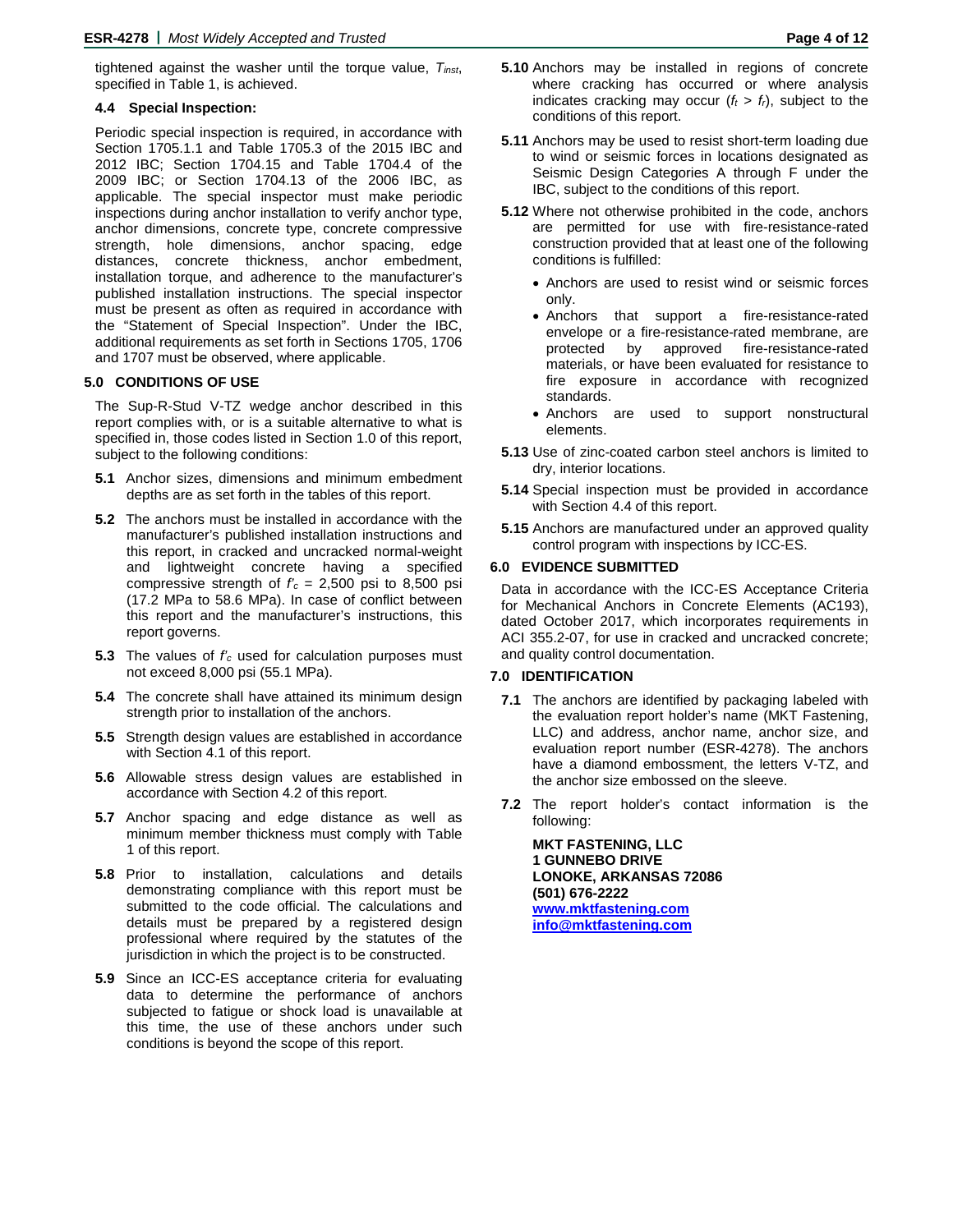tightened against the washer until the torque value, $T_{inst}$, specified in Table 1, is achieved.

### 4.4 Special Inspection:

Periodic special inspection is required, in accordance with Section 1705.1.1 and Table 1705.3 of the 2015 IBC and 2012 IBC; Section 1704.15 and Table 1704.4 of the 2009 IBC; or Section 1704.13 of the 2006 IBC, as applicable. The special inspector must make periodic inspections during anchor installation to verify anchor type, anchor dimensions, concrete type, concrete compressive strength, hole dimensions, anchor spacing, edge distances, concrete thickness, anchor embedment, installation torque, and adherence to the manufacturer's published installation instructions. The special inspector must be present as often as required in accordance with the "Statement of Special Inspection". Under the IBC, additional requirements as set forth in Sections 1705, 1706 and 1707 must be observed, where applicable.

## 5.0 CONDITIONS OF USE

The Sup-R-Stud V-TZ wedge anchor described in this report complies with, or is a suitable alternative to what is specified in, those codes listed in Section 1.0 of this report, subject to the following conditions:

**5.1** Anchor sizes, dimensions and minimum embedment depths are as set forth in the tables of this report.

**5.2** The anchors must be installed in accordance with the manufacturer's published installation instructions and this report, in cracked and uncracked normal-weight and lightweight concrete having a specified compressive strength of $f'_c$ = 2,500 psi to 8,500 psi (17.2 MPa to 58.6 MPa). In case of conflict between this report and the manufacturer's instructions, this report governs.

**5.3** The values of $f'_c$ used for calculation purposes must not exceed 8,000 psi (55.1 MPa).

**5.4** The concrete shall have attained its minimum design strength prior to installation of the anchors.

**5.5** Strength design values are established in accordance with Section 4.1 of this report.

**5.6** Allowable stress design values are established in accordance with Section 4.2 of this report.

**5.7** Anchor spacing and edge distance as well as minimum member thickness must comply with Table 1 of this report.

**5.8** Prior to installation, calculations and details demonstrating compliance with this report must be submitted to the code official. The calculations and details must be prepared by a registered design professional where required by the statutes of the jurisdiction in which the project is to be constructed.

**5.9** Since an ICC-ES acceptance criteria for evaluating data to determine the performance of anchors subjected to fatigue or shock load is unavailable at this time, the use of these anchors under such conditions is beyond the scope of this report.

**5.10** Anchors may be installed in regions of concrete where cracking has occurred or where analysis indicates cracking may occur ($f_t > f_r$), subject to the conditions of this report.

**5.11** Anchors may be used to resist short-term loading due to wind or seismic forces in locations designated as Seismic Design Categories A through F under the IBC, subject to the conditions of this report.

**5.12** Where not otherwise prohibited in the code, anchors are permitted for use with fire-resistance-rated construction provided that at least one of the following conditions is fulfilled:

- Anchors are used to resist wind or seismic forces only.
- Anchors that support a fire-resistance-rated envelope or a fire-resistance-rated membrane, are protected by approved fire-resistance-rated materials, or have been evaluated for resistance to fire exposure in accordance with recognized standards.
- Anchors are used to support nonstructural elements.

**5.13** Use of zinc-coated carbon steel anchors is limited to dry, interior locations.

**5.14** Special inspection must be provided in accordance with Section 4.4 of this report.

**5.15** Anchors are manufactured under an approved quality control program with inspections by ICC-ES.

## 6.0 EVIDENCE SUBMITTED

Data in accordance with the ICC-ES Acceptance Criteria for Mechanical Anchors in Concrete Elements (AC193), dated October 2017, which incorporates requirements in ACI 355.2-07, for use in cracked and uncracked concrete; and quality control documentation.

## 7.0 IDENTIFICATION

**7.1** The anchors are identified by packaging labeled with the evaluation report holder's name (MKT Fastening, LLC) and address, anchor name, anchor size, and evaluation report number (ESR-4278). The anchors have a diamond embossment, the letters V-TZ, and the anchor size embossed on the sleeve.

**7.2** The report holder's contact information is the following:

**MKT FASTENING, LLC**
**1 GUNNEBO DRIVE**
**LONOKE, ARKANSAS 72086**
**(501) 676-2222**
**www.mktfastening.com**
**info@mktfastening.com**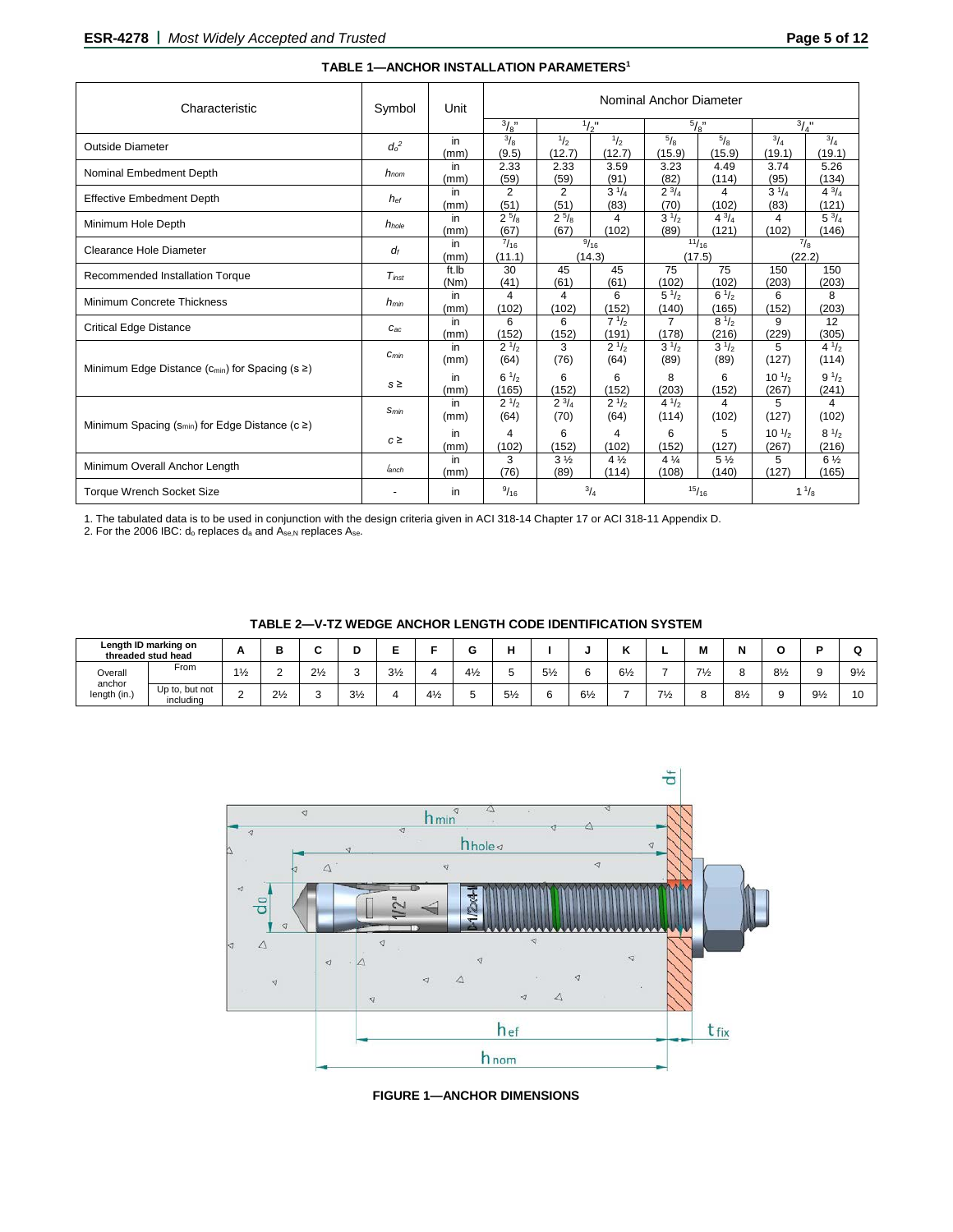**TABLE 1—ANCHOR INSTALLATION PARAMETERS[1]**

| Characteristic | Symbol | Unit | Nominal Anchor Diameter | | | | | | |
|---|---|---|---|---|---|---|---|---|---|
| | | | 3/8" | 1/2" | | 5/8" | | 3/4" | |
| Outside Diameter | $d_o$[2] | in (mm) | 3/8 (9.5) | 1/2 (12.7) | 1/2 (12.7) | 5/8 (15.9) | 5/8 (15.9) | 3/4 (19.1) | 3/4 (19.1) |
| Nominal Embedment Depth | $h_{nom}$ | in (mm) | 2.33 (59) | 2.33 (59) | 3.59 (91) | 3.23 (82) | 4.49 (114) | 3.74 (95) | 5.26 (134) |
| Effective Embedment Depth | $h_{ef}$ | in (mm) | 2 (51) | 2 (51) | 3 1/4 (83) | 2 3/4 (70) | 4 (102) | 3 1/4 (83) | 4 3/4 (121) |
| Minimum Hole Depth | $h_{hole}$ | in (mm) | 2 5/8 (67) | 2 5/8 (67) | 4 (102) | 3 1/2 (89) | 4 3/4 (121) | 4 (102) | 5 3/4 (146) |
| Clearance Hole Diameter | $d_f$ | in (mm) | 7/16 (11.1) | 9/16 (14.3) | | 11/16 (17.5) | | 7/8 (22.2) | |
| Recommended Installation Torque | $T_{inst}$ | ft.lb (Nm) | 30 (41) | 45 (61) | 45 (61) | 75 (102) | 75 (102) | 150 (203) | 150 (203) |
| Minimum Concrete Thickness | $h_{min}$ | in (mm) | 4 (102) | 4 (102) | 6 (152) | 5 1/2 (140) | 6 1/2 (165) | 6 (152) | 8 (203) |
| Critical Edge Distance | $c_{ac}$ | in (mm) | 6 (152) | 6 (152) | 7 1/2 (191) | 7 (178) | 8 1/2 (216) | 9 (229) | 12 (305) |
| Minimum Edge Distance ($c_{min}$) for Spacing (s ≥) | $c_{min}$ | in (mm) | 2 1/2 (64) | 3 (76) | 2 1/2 (64) | 3 1/2 (89) | 3 1/2 (89) | 5 (127) | 4 1/2 (114) |
| | $s \geq$ | in (mm) | 6 1/2 (165) | 6 (152) | 6 (152) | 8 (203) | 6 (152) | 10 1/2 (267) | 9 1/2 (241) |
| Minimum Spacing ($s_{min}$) for Edge Distance (c ≥) | $s_{min}$ | in (mm) | 2 1/2 (64) | 2 3/4 (70) | 2 1/2 (64) | 4 1/2 (114) | 4 (102) | 5 (127) | 4 (102) |
| | $c \geq$ | in (mm) | 4 (102) | 6 (152) | 4 (102) | 6 (152) | 5 (127) | 10 1/2 (267) | 8 1/2 (216) |
| Minimum Overall Anchor Length | $\ell_{anch}$ | in (mm) | 3 (76) | 3 ½ (89) | 4 ½ (114) | 4 ¼ (108) | 5 ½ (140) | 5 (127) | 6 ½ (165) |
| Torque Wrench Socket Size | - | in | 9/16 | 3/4 | | 15/16 | | 1 1/8 | |

1. The tabulated data is to be used in conjunction with the design criteria given in ACI 318-14 Chapter 17 or ACI 318-11 Appendix D.
2. For the 2006 IBC: $d_o$ replaces $d_a$ and $A_{se,N}$ replaces $A_{se}$.

**TABLE 2—V-TZ WEDGE ANCHOR LENGTH CODE IDENTIFICATION SYSTEM**

| Length ID marking on threaded stud head | | A | B | C | D | E | F | G | H | I | J | K | L | M | N | O | P | Q |
|---|---|---|---|---|---|---|---|---|---|---|---|---|---|---|---|---|---|---|
| Overall anchor length (in.) | From | 1½ | 2 | 2½ | 3 | 3½ | 4 | 4½ | 5 | 5½ | 6 | 6½ | 7 | 7½ | 8 | 8½ | 9 | 9½ |
| | Up to, but not including | 2 | 2½ | 3 | 3½ | 4 | 4½ | 5 | 5½ | 6 | 6½ | 7 | 7½ | 8 | 8½ | 9 | 9½ | 10 |

**FIGURE 1—ANCHOR DIMENSIONS**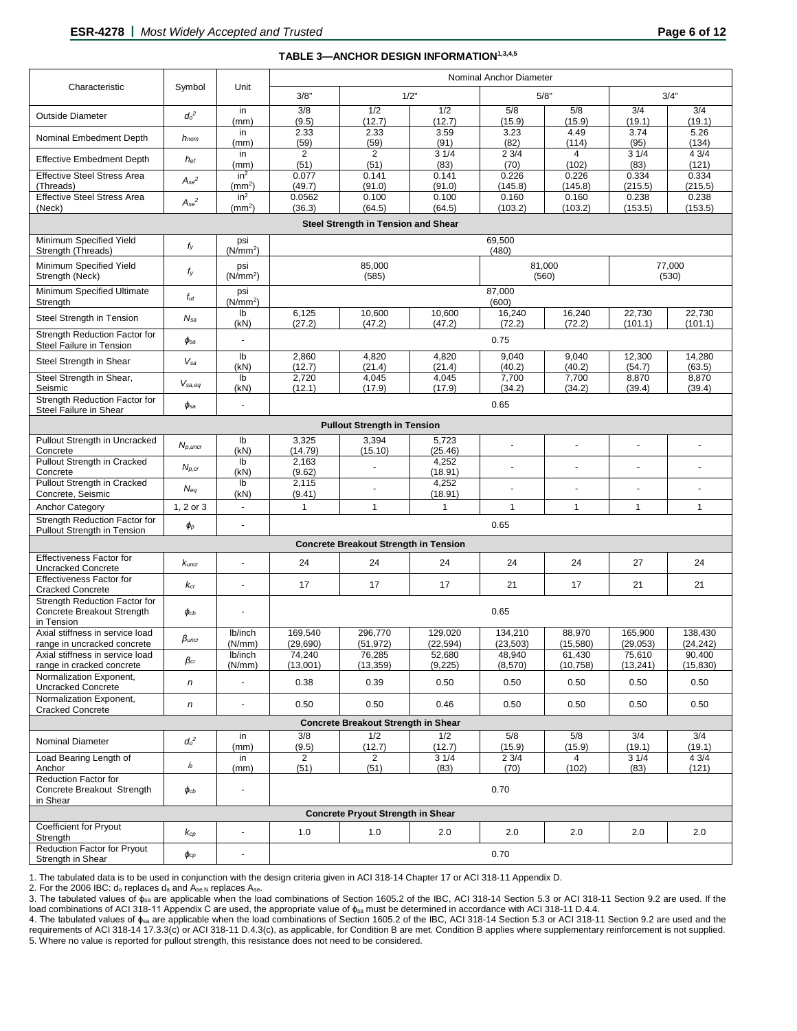**TABLE 3—ANCHOR DESIGN INFORMATION[1,3,4,5]**

| Characteristic | Symbol | Unit | Nominal Anchor Diameter | | | | | | |
|---|---|---|---|---|---|---|---|---|---|
| | | | 3/8" | 1/2" | | 5/8" | | 3/4" | |
| Outside Diameter | $d_o^2$ | in (mm) | 3/8 (9.5) | 1/2 (12.7) | 1/2 (12.7) | 5/8 (15.9) | 5/8 (15.9) | 3/4 (19.1) | 3/4 (19.1) |
| Nominal Embedment Depth | $h_{nom}$ | in (mm) | 2.33 (59) | 2.33 (59) | 3.59 (91) | 3.23 (82) | 4.49 (114) | 3.74 (95) | 5.26 (134) |
| Effective Embedment Depth | $h_{ef}$ | in (mm) | 2 (51) | 2 (51) | 3 1/4 (83) | 2 3/4 (70) | 4 (102) | 3 1/4 (83) | 4 3/4 (121) |
| Effective Steel Stress Area (Threads) | $A_{se}^2$ | in² (mm²) | 0.077 (49.7) | 0.141 (91.0) | 0.141 (91.0) | 0.226 (145.8) | 0.226 (145.8) | 0.334 (215.5) | 0.334 (215.5) |
| Effective Steel Stress Area (Neck) | $A_{se}^2$ | in² (mm²) | 0.0562 (36.3) | 0.100 (64.5) | 0.100 (64.5) | 0.160 (103.2) | 0.160 (103.2) | 0.238 (153.5) | 0.238 (153.5) |
| **Steel Strength in Tension and Shear** | | | | | | | | | |
| Minimum Specified Yield Strength (Threads) | $f_y$ | psi (N/mm²) | 69,500 (480) | | | | | | |
| Minimum Specified Yield Strength (Neck) | $f_y$ | psi (N/mm²) | 85,000 (585) | | | 81,000 (560) | | 77,000 (530) | |
| Minimum Specified Ultimate Strength | $f_{ut}$ | psi (N/mm²) | 87,000 (600) | | | | | | |
| Steel Strength in Tension | $N_{sa}$ | lb (kN) | 6,125 (27.2) | 10,600 (47.2) | 10,600 (47.2) | 16,240 (72.2) | 16,240 (72.2) | 22,730 (101.1) | 22,730 (101.1) |
| Strength Reduction Factor for Steel Failure in Tension | $\phi_{sa}$ | - | 0.75 | | | | | | |
| Steel Strength in Shear | $V_{sa}$ | lb (kN) | 2,860 (12.7) | 4,820 (21.4) | 4,820 (21.4) | 9,040 (40.2) | 9,040 (40.2) | 12,300 (54.7) | 14,280 (63.5) |
| Steel Strength in Shear, Seismic | $V_{sa,eq}$ | lb (kN) | 2,720 (12.1) | 4,045 (17.9) | 4,045 (17.9) | 7,700 (34.2) | 7,700 (34.2) | 8,870 (39.4) | 8,870 (39.4) |
| Strength Reduction Factor for Steel Failure in Shear | $\phi_{sa}$ | - | 0.65 | | | | | | |
| **Pullout Strength in Tension** | | | | | | | | | |
| Pullout Strength in Uncracked Concrete | $N_{p,uncr}$ | lb (kN) | 3,325 (14.79) | 3,394 (15.10) | 5,723 (25.46) | - | - | - | - |
| Pullout Strength in Cracked Concrete | $N_{p,cr}$ | lb (kN) | 2,163 (9.62) | - | 4,252 (18.91) | - | - | - | - |
| Pullout Strength in Cracked Concrete, Seismic | $N_{eq}$ | lb (kN) | 2,115 (9.41) | - | 4,252 (18.91) | - | - | - | - |
| Anchor Category | 1, 2 or 3 | - | 1 | 1 | 1 | 1 | 1 | 1 | 1 |
| Strength Reduction Factor for Pullout Strength in Tension | $\phi_p$ | - | 0.65 | | | | | | |
| **Concrete Breakout Strength in Tension** | | | | | | | | | |
| Effectiveness Factor for Uncracked Concrete | $k_{uncr}$ | - | 24 | 24 | 24 | 24 | 24 | 27 | 24 |
| Effectiveness Factor for Cracked Concrete | $k_{cr}$ | - | 17 | 17 | 17 | 21 | 17 | 21 | 21 |
| Strength Reduction Factor for Concrete Breakout Strength in Tension | $\phi_{cb}$ | - | 0.65 | | | | | | |
| Axial stiffness in service load range in uncracked concrete | $\beta_{uncr}$ | lb/inch (N/mm) | 169,540 (29,690) | 296,770 (51,972) | 129,020 (22,594) | 134,210 (23,503) | 88,970 (15,580) | 165,900 (29,053) | 138,430 (24,242) |
| Axial stiffness in service load range in cracked concrete | $\beta_{cr}$ | lb/inch (N/mm) | 74,240 (13,001) | 76,285 (13,359) | 52,680 (9,225) | 48,940 (8,570) | 61,430 (10,758) | 75,610 (13,241) | 90,400 (15,830) |
| Normalization Exponent, Uncracked Concrete | $n$ | - | 0.38 | 0.39 | 0.50 | 0.50 | 0.50 | 0.50 | 0.50 |
| Normalization Exponent, Cracked Concrete | $n$ | - | 0.50 | 0.50 | 0.46 | 0.50 | 0.50 | 0.50 | 0.50 |
| **Concrete Breakout Strength in Shear** | | | | | | | | | |
| Nominal Diameter | $d_o^2$ | in (mm) | 3/8 (9.5) | 1/2 (12.7) | 1/2 (12.7) | 5/8 (15.9) | 5/8 (15.9) | 3/4 (19.1) | 3/4 (19.1) |
| Load Bearing Length of Anchor | $\ell_e$ | in (mm) | 2 (51) | 2 (51) | 3 1/4 (83) | 2 3/4 (70) | 4 (102) | 3 1/4 (83) | 4 3/4 (121) |
| Reduction Factor for Concrete Breakout Strength in Shear | $\phi_{cb}$ | - | 0.70 | | | | | | |
| **Concrete Pryout Strength in Shear** | | | | | | | | | |
| Coefficient for Pryout Strength | $k_{cp}$ | - | 1.0 | 1.0 | 2.0 | 2.0 | 2.0 | 2.0 | 2.0 |
| Reduction Factor for Pryout Strength in Shear | $\phi_{cp}$ | - | 0.70 | | | | | | |

1. The tabulated data is to be used in conjunction with the design criteria given in ACI 318-14 Chapter 17 or ACI 318-11 Appendix D.
2. For the 2006 IBC: $d_o$ replaces $d_a$ and $A_{se,N}$ replaces $A_{se}$.
3. The tabulated values of $\phi_{sa}$ are applicable when the load combinations of Section 1605.2 of the IBC, ACI 318-14 Section 5.3 or ACI 318-11 Section 9.2 are used. If the load combinations of ACI 318-11 Appendix C are used, the appropriate value of $\phi_{sa}$ must be determined in accordance with ACI 318-11 D.4.4.
4. The tabulated values of $\phi_{sa}$ are applicable when the load combinations of Section 1605.2 of the IBC, ACI 318-14 Section 5.3 or ACI 318-11 Section 9.2 are used and the requirements of ACI 318-14 17.3.3(c) or ACI 318-11 D.4.3(c), as applicable, for Condition B are met. Condition B applies where supplementary reinforcement is not supplied.
5. Where no value is reported for pullout strength, this resistance does not need to be considered.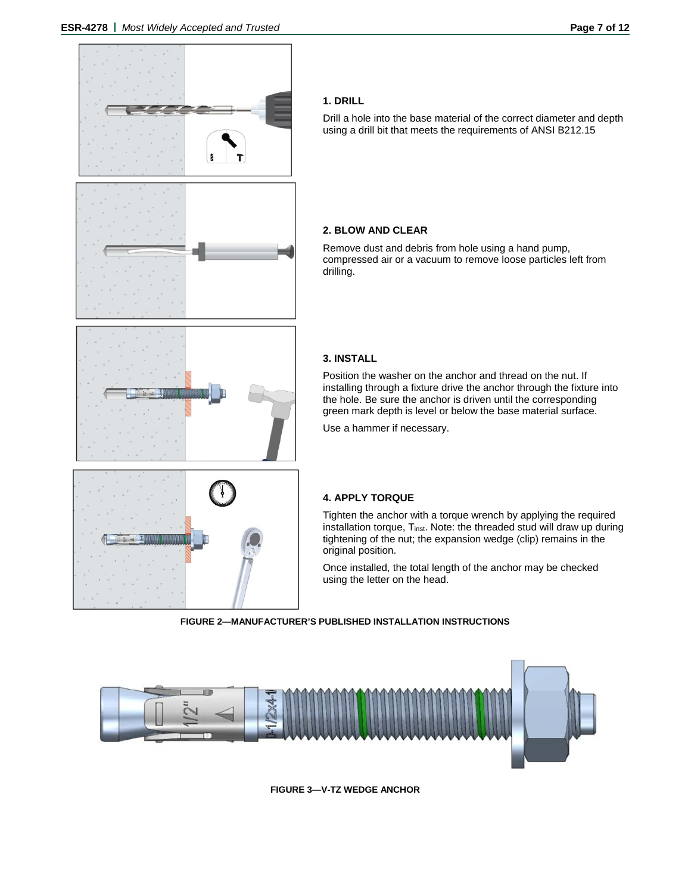**1. DRILL**

Drill a hole into the base material of the correct diameter and depth using a drill bit that meets the requirements of ANSI B212.15

**2. BLOW AND CLEAR**

Remove dust and debris from hole using a hand pump, compressed air or a vacuum to remove loose particles left from drilling.

**3. INSTALL**

Position the washer on the anchor and thread on the nut. If installing through a fixture drive the anchor through the fixture into the hole. Be sure the anchor is driven until the corresponding green mark depth is level or below the base material surface.

Use a hammer if necessary.

**4. APPLY TORQUE**

Tighten the anchor with a torque wrench by applying the required installation torque, $T_{inst}$. Note: the threaded stud will draw up during tightening of the nut; the expansion wedge (clip) remains in the original position.

Once installed, the total length of the anchor may be checked using the letter on the head.

**FIGURE 2—MANUFACTURER'S PUBLISHED INSTALLATION INSTRUCTIONS**

**FIGURE 3—V-TZ WEDGE ANCHOR**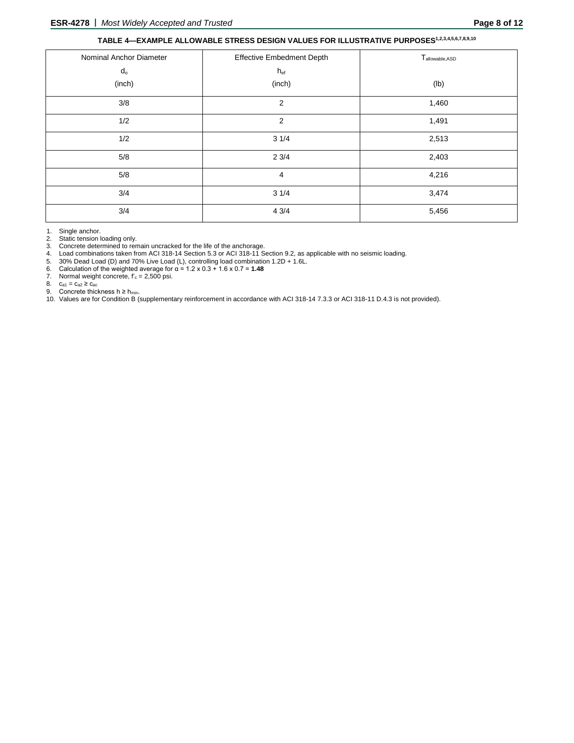**TABLE 4—EXAMPLE ALLOWABLE STRESS DESIGN VALUES FOR ILLUSTRATIVE PURPOSES[1,2,3,4,5,6,7,8,9,10]**

| Nominal Anchor Diameter $d_o$ (inch) | Effective Embedment Depth $h_{ef}$ (inch) | $T_{allowable,ASD}$ (lb) |
|---|---|---|
| 3/8 | 2 | 1,460 |
| 1/2 | 2 | 1,491 |
| 1/2 | 3 1/4 | 2,513 |
| 5/8 | 2 3/4 | 2,403 |
| 5/8 | 4 | 4,216 |
| 3/4 | 3 1/4 | 3,474 |
| 3/4 | 4 3/4 | 5,456 |

1. Single anchor.
2. Static tension loading only.
3. Concrete determined to remain uncracked for the life of the anchorage.
4. Load combinations taken from ACI 318-14 Section 5.3 or ACI 318-11 Section 9.2, as applicable with no seismic loading.
5. 30% Dead Load (D) and 70% Live Load (L), controlling load combination 1.2D + 1.6L.
6. Calculation of the weighted average for $\alpha$ = 1.2 x 0.3 + 1.6 x 0.7 = **1.48**
7. Normal weight concrete, $f'_c$ = 2,500 psi.
8. $c_{a1} = c_{a2} \geq c_{ac}$
9. Concrete thickness $h \geq h_{min}$.
10. Values are for Condition B (supplementary reinforcement in accordance with ACI 318-14 7.3.3 or ACI 318-11 D.4.3 is not provided).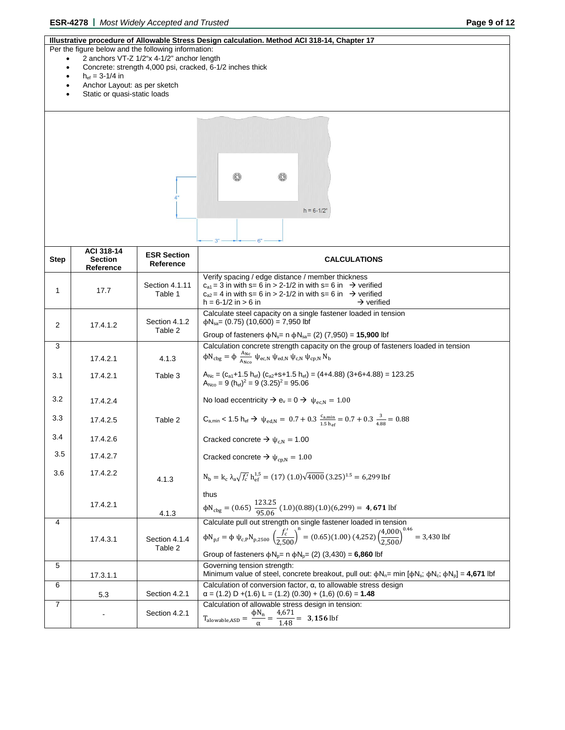**Illustrative procedure of Allowable Stress Design calculation. Method ACI 318-14, Chapter 17**

Per the figure below and the following information:

- 2 anchors VT-Z 1/2"x 4-1/2" anchor length
- Concrete: strength 4,000 psi, cracked, 6-1/2 inches thick
- $h_{ef}$ = 3-1/4 in
- Anchor Layout: as per sketch
- Static or quasi-static loads

4"

h = 6-1/2"

3" 6"

| Step | ACI 318-14 Section Reference | ESR Section Reference | CALCULATIONS |
|---|---|---|---|
| 1 | 17.7 | Section 4.1.11 Table 1 | Verify spacing / edge distance / member thickness<br>$c_{a1}$ = 3 in with s= 6 in > 2-1/2 in with s= 6 in → verified<br>$c_{a2}$ = 4 in with s= 6 in > 2-1/2 in with s= 6 in → verified<br>h = 6-1/2 in > 6 in → verified |
| 2 | 17.4.1.2 | Section 4.1.2 Table 2 | Calculate steel capacity on a single fastener loaded in tension<br>$\phi N_{sa}$= (0.75) (10,600) = 7,950 lbf<br>Group of fasteners $\phi N_s$= n $\phi N_{sa}$= (2) (7,950) = **15,900** lbf |
| 3 | 17.4.2.1 | 4.1.3 | Calculation concrete strength capacity on the group of fasteners loaded in tension<br>$\phi N_{cbg} = \phi \frac{A_{Nc}}{A_{Nco}} \psi_{ec,N} \psi_{ed,N} \psi_{c,N} \psi_{cp,N} N_b$ |
| 3.1 | 17.4.2.1 | Table 3 | $A_{Nc} = (c_{a1}+1.5 h_{ef}) (c_{a2}+s+1.5 h_{ef})$ = (4+4.88) (3+6+4.88) = 123.25<br>$A_{Nco} = 9 (h_{ef})^2 = 9 (3.25)^2$ = 95.06 |
| 3.2 | 17.4.2.4 | | No load eccentricity → $e_v = 0$ → $\psi_{ec,N} = 1.00$ |
| 3.3 | 17.4.2.5 | Table 2 | $C_{a,min} < 1.5 h_{ef}$ → $\psi_{ed,N} = 0.7 + 0.3 \frac{c_{a,min}}{1.5 h_{ef}} = 0.7 + 0.3 \frac{3}{4.88} = 0.88$ |
| 3.4 | 17.4.2.6 | | Cracked concrete → $\psi_{c,N} = 1.00$ |
| 3.5 | 17.4.2.7 | | Cracked concrete → $\psi_{cp,N} = 1.00$ |
| 3.6 | 17.4.2.2 | 4.1.3 | $N_b = k_c \lambda_a \sqrt{f'_c} h_{ef}^{1.5} = (17)(1.0)\sqrt{4000}(3.25)^{1.5} = 6{,}299$ lbf |
| | 17.4.2.1 | 4.1.3 | thus<br>$\phi N_{cbg} = (0.65) \frac{123.25}{95.06} (1.0)(0.88)(1.0)(6{,}299) = \mathbf{4,671}$ lbf |
| 4 | 17.4.3.1 | Section 4.1.4 Table 2 | Calculate pull out strength on single fastener loaded in tension<br>$\phi N_{p,f} = \phi \psi_{c,P} N_{p,2500} \left(\frac{f'_c}{2{,}500}\right)^n = (0.65)(1.00)(4{,}252)\left(\frac{4{,}000}{2{,}500}\right)^{0.46} = 3{,}430$ lbf<br>Group of fasteners $\phi N_p$= n $\phi N_p$= (2) (3,430) = **6,860** lbf |
| 5 | 17.3.1.1 | | Governing tension strength:<br>Minimum value of steel, concrete breakout, pull out: $\phi N_n$= min [$\phi N_s$; $\phi N_c$; $\phi N_p$] = **4,671** lbf |
| 6 | 5.3 | Section 4.2.1 | Calculation of conversion factor, α, to allowable stress design<br>α = (1.2) D +(1.6) L = (1.2) (0.30) + (1,6) (0.6) = **1.48** |
| 7 | - | Section 4.2.1 | Calculation of allowable stress design in tension:<br>$T_{allowable,ASD} = \frac{\phi N_n}{\alpha} = \frac{4{,}671}{1.48} = \mathbf{3,156}$ lbf |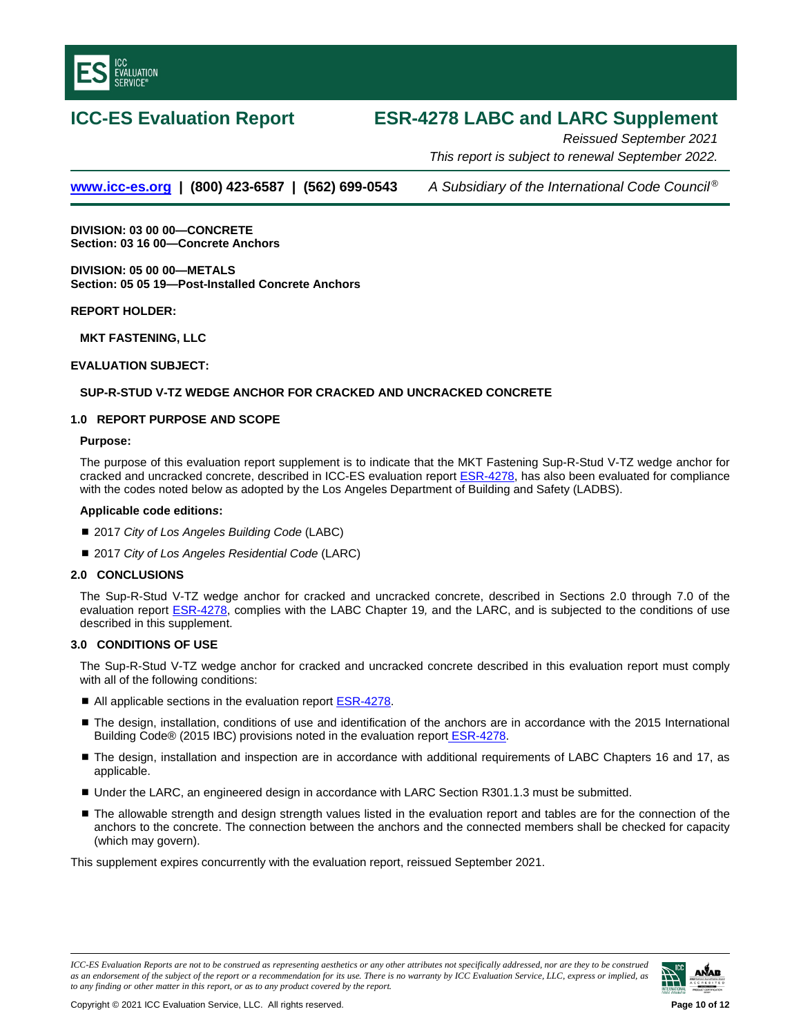# ICC-ES Evaluation Report

# ESR-4278 LABC and LARC Supplement

*Reissued September 2021*

*This report is subject to renewal September 2022.*

www.icc-es.org | (800) 423-6587 | (562) 699-0543 *A Subsidiary of the International Code Council®*

**DIVISION: 03 00 00—CONCRETE**
**Section: 03 16 00—Concrete Anchors**

**DIVISION: 05 00 00—METALS**
**Section: 05 05 19—Post-Installed Concrete Anchors**

**REPORT HOLDER:**

**MKT FASTENING, LLC**

**EVALUATION SUBJECT:**

**SUP-R-STUD V-TZ WEDGE ANCHOR FOR CRACKED AND UNCRACKED CONCRETE**

## 1.0 REPORT PURPOSE AND SCOPE

**Purpose:**

The purpose of this evaluation report supplement is to indicate that the MKT Fastening Sup-R-Stud V-TZ wedge anchor for cracked and uncracked concrete, described in ICC-ES evaluation report ESR-4278, has also been evaluated for compliance with the codes noted below as adopted by the Los Angeles Department of Building and Safety (LADBS).

**Applicable code editions:**

- 2017 *City of Los Angeles Building Code* (LABC)
- 2017 *City of Los Angeles Residential Code* (LARC)

## 2.0 CONCLUSIONS

The Sup-R-Stud V-TZ wedge anchor for cracked and uncracked concrete, described in Sections 2.0 through 7.0 of the evaluation report ESR-4278, complies with the LABC Chapter 19, and the LARC, and is subjected to the conditions of use described in this supplement.

## 3.0 CONDITIONS OF USE

The Sup-R-Stud V-TZ wedge anchor for cracked and uncracked concrete described in this evaluation report must comply with all of the following conditions:

- All applicable sections in the evaluation report ESR-4278.
- The design, installation, conditions of use and identification of the anchors are in accordance with the 2015 International Building Code® (2015 IBC) provisions noted in the evaluation report ESR-4278.
- The design, installation and inspection are in accordance with additional requirements of LABC Chapters 16 and 17, as applicable.
- Under the LARC, an engineered design in accordance with LARC Section R301.1.3 must be submitted.
- The allowable strength and design strength values listed in the evaluation report and tables are for the connection of the anchors to the concrete. The connection between the anchors and the connected members shall be checked for capacity (which may govern).

This supplement expires concurrently with the evaluation report, reissued September 2021.

*ICC-ES Evaluation Reports are not to be construed as representing aesthetics or any other attributes not specifically addressed, nor are they to be construed as an endorsement of the subject of the report or a recommendation for its use. There is no warranty by ICC Evaluation Service, LLC, express or implied, as to any finding or other matter in this report, or as to any product covered by the report.*

Copyright © 2021 ICC Evaluation Service, LLC. All rights reserved.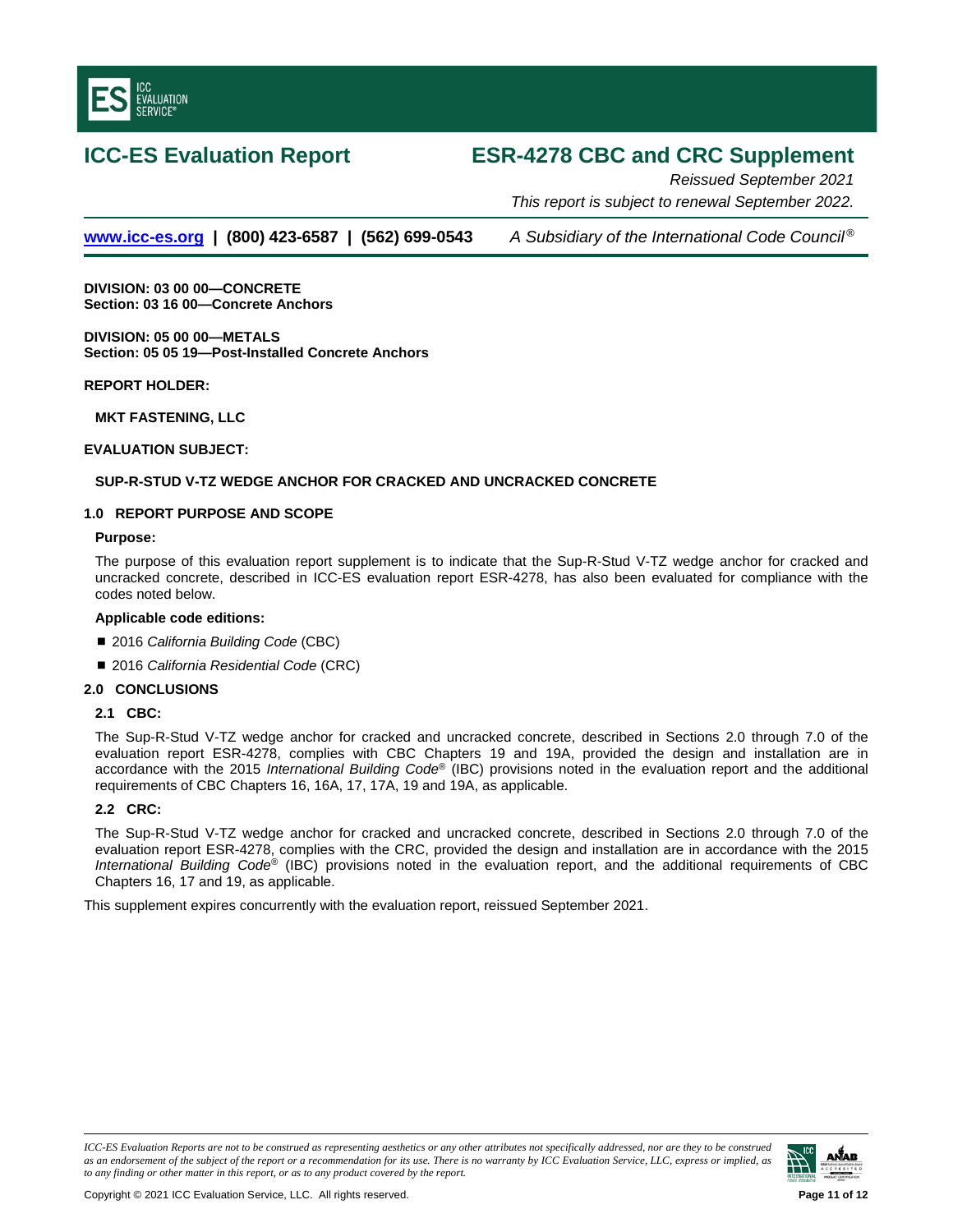# ICC-ES Evaluation Report

# ESR-4278 CBC and CRC Supplement

*Reissued September 2021*

*This report is subject to renewal September 2022.*

**www.icc-es.org | (800) 423-6587 | (562) 699-0543** *A Subsidiary of the International Code Council®*

**DIVISION: 03 00 00—CONCRETE**
**Section: 03 16 00—Concrete Anchors**

**DIVISION: 05 00 00—METALS**
**Section: 05 05 19—Post-Installed Concrete Anchors**

**REPORT HOLDER:**

**MKT FASTENING, LLC**

**EVALUATION SUBJECT:**

**SUP-R-STUD V-TZ WEDGE ANCHOR FOR CRACKED AND UNCRACKED CONCRETE**

## 1.0 REPORT PURPOSE AND SCOPE

### Purpose:

The purpose of this evaluation report supplement is to indicate that the Sup-R-Stud V-TZ wedge anchor for cracked and uncracked concrete, described in ICC-ES evaluation report ESR-4278, has also been evaluated for compliance with the codes noted below.

### Applicable code editions:

- 2016 *California Building Code* (CBC)
- 2016 *California Residential Code* (CRC)

## 2.0 CONCLUSIONS

### 2.1 CBC:

The Sup-R-Stud V-TZ wedge anchor for cracked and uncracked concrete, described in Sections 2.0 through 7.0 of the evaluation report ESR-4278, complies with CBC Chapters 19 and 19A, provided the design and installation are in accordance with the 2015 *International Building Code®* (IBC) provisions noted in the evaluation report and the additional requirements of CBC Chapters 16, 16A, 17, 17A, 19 and 19A, as applicable.

### 2.2 CRC:

The Sup-R-Stud V-TZ wedge anchor for cracked and uncracked concrete, described in Sections 2.0 through 7.0 of the evaluation report ESR-4278, complies with the CRC, provided the design and installation are in accordance with the 2015 *International Building Code®* (IBC) provisions noted in the evaluation report, and the additional requirements of CBC Chapters 16, 17 and 19, as applicable.

This supplement expires concurrently with the evaluation report, reissued September 2021.

*ICC-ES Evaluation Reports are not to be construed as representing aesthetics or any other attributes not specifically addressed, nor are they to be construed as an endorsement of the subject of the report or a recommendation for its use. There is no warranty by ICC Evaluation Service, LLC, express or implied, as to any finding or other matter in this report, or as to any product covered by the report.*

Copyright © 2021 ICC Evaluation Service, LLC. All rights reserved.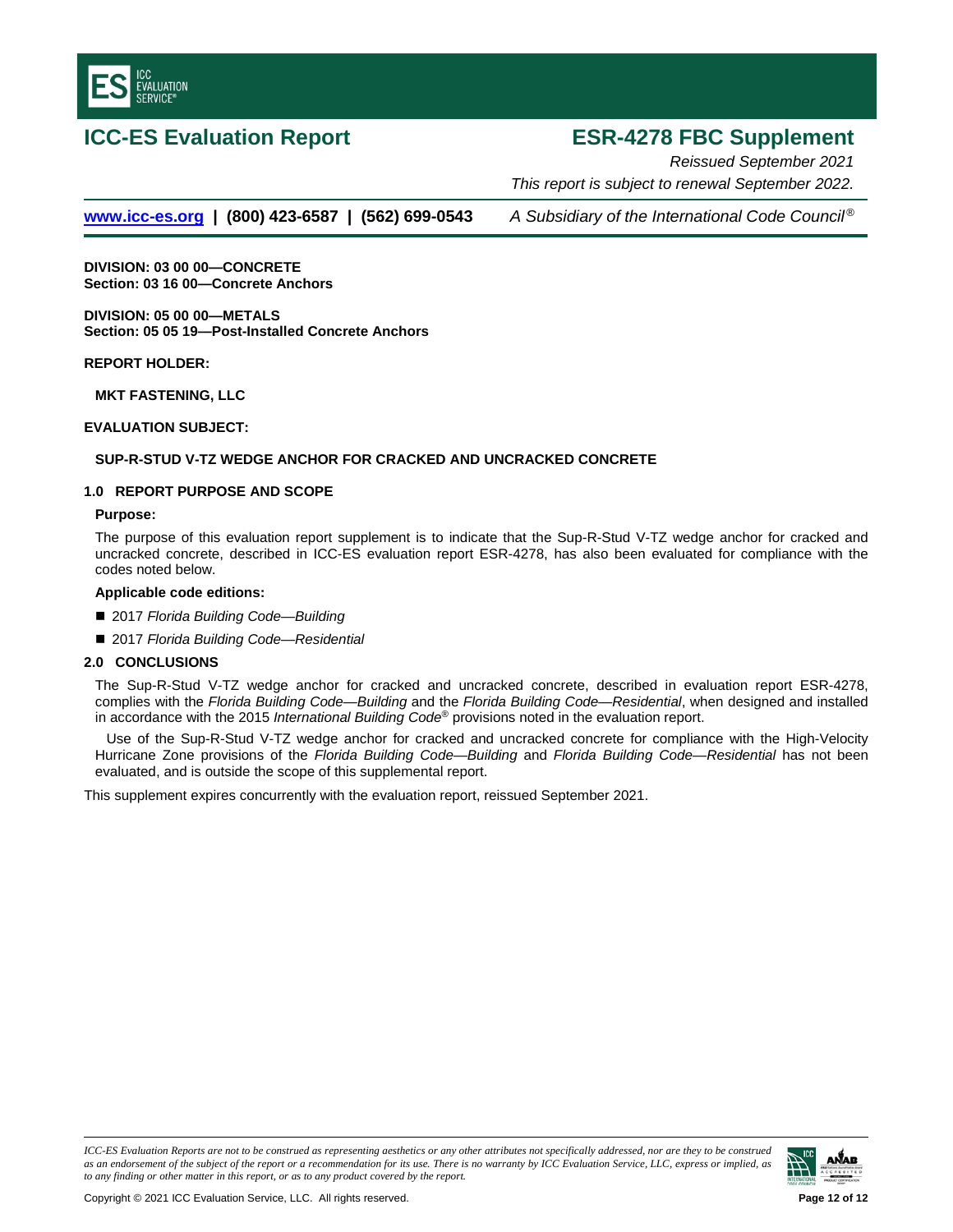# ICC-ES Evaluation Report

# ESR-4278 FBC Supplement

*Reissued September 2021*

*This report is subject to renewal September 2022.*

**www.icc-es.org | (800) 423-6587 | (562) 699-0543** *A Subsidiary of the International Code Council®*

**DIVISION: 03 00 00—CONCRETE**
**Section: 03 16 00—Concrete Anchors**

**DIVISION: 05 00 00—METALS**
**Section: 05 05 19—Post-Installed Concrete Anchors**

**REPORT HOLDER:**

**MKT FASTENING, LLC**

**EVALUATION SUBJECT:**

**SUP-R-STUD V-TZ WEDGE ANCHOR FOR CRACKED AND UNCRACKED CONCRETE**

## 1.0 REPORT PURPOSE AND SCOPE

**Purpose:**

The purpose of this evaluation report supplement is to indicate that the Sup-R-Stud V-TZ wedge anchor for cracked and uncracked concrete, described in ICC-ES evaluation report ESR-4278, has also been evaluated for compliance with the codes noted below.

**Applicable code editions:**

- 2017 *Florida Building Code—Building*
- 2017 *Florida Building Code—Residential*

## 2.0 CONCLUSIONS

The Sup-R-Stud V-TZ wedge anchor for cracked and uncracked concrete, described in evaluation report ESR-4278, complies with the *Florida Building Code—Building* and the *Florida Building Code—Residential*, when designed and installed in accordance with the 2015 *International Building Code®* provisions noted in the evaluation report.

Use of the Sup-R-Stud V-TZ wedge anchor for cracked and uncracked concrete for compliance with the High-Velocity Hurricane Zone provisions of the *Florida Building Code—Building* and *Florida Building Code—Residential* has not been evaluated, and is outside the scope of this supplemental report.

This supplement expires concurrently with the evaluation report, reissued September 2021.

*ICC-ES Evaluation Reports are not to be construed as representing aesthetics or any other attributes not specifically addressed, nor are they to be construed as an endorsement of the subject of the report or a recommendation for its use. There is no warranty by ICC Evaluation Service, LLC, express or implied, as to any finding or other matter in this report, or as to any product covered by the report.*

Copyright © 2021 ICC Evaluation Service, LLC. All rights reserved.